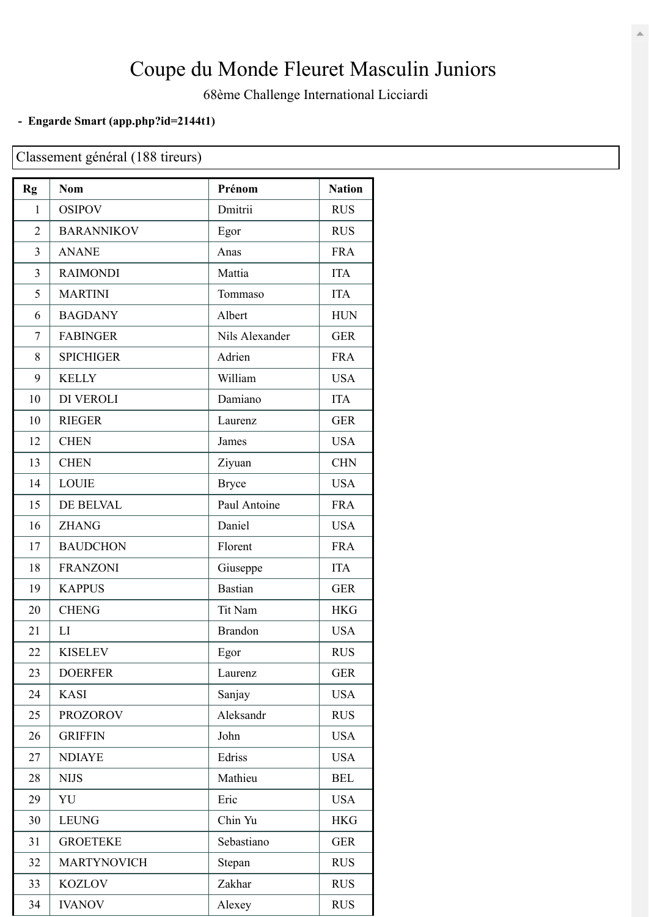# Coupe du Monde Fleuret Masculin Juniors

68ème Challenge International Licciardi

- **Engarde Smart (app.php?id=2144t1)**

Classement général (188 tireurs)

| Rg | Nom | Prénom | Nation |
|---|---|---|---|
| 1 | OSIPOV | Dmitrii | RUS |
| 2 | BARANNIKOV | Egor | RUS |
| 3 | ANANE | Anas | FRA |
| 3 | RAIMONDI | Mattia | ITA |
| 5 | MARTINI | Tommaso | ITA |
| 6 | BAGDANY | Albert | HUN |
| 7 | FABINGER | Nils Alexander | GER |
| 8 | SPICHIGER | Adrien | FRA |
| 9 | KELLY | William | USA |
| 10 | DI VEROLI | Damiano | ITA |
| 10 | RIEGER | Laurenz | GER |
| 12 | CHEN | James | USA |
| 13 | CHEN | Ziyuan | CHN |
| 14 | LOUIE | Bryce | USA |
| 15 | DE BELVAL | Paul Antoine | FRA |
| 16 | ZHANG | Daniel | USA |
| 17 | BAUDCHON | Florent | FRA |
| 18 | FRANZONI | Giuseppe | ITA |
| 19 | KAPPUS | Bastian | GER |
| 20 | CHENG | Tit Nam | HKG |
| 21 | LI | Brandon | USA |
| 22 | KISELEV | Egor | RUS |
| 23 | DOERFER | Laurenz | GER |
| 24 | KASI | Sanjay | USA |
| 25 | PROZOROV | Aleksandr | RUS |
| 26 | GRIFFIN | John | USA |
| 27 | NDIAYE | Edriss | USA |
| 28 | NIJS | Mathieu | BEL |
| 29 | YU | Eric | USA |
| 30 | LEUNG | Chin Yu | HKG |
| 31 | GROETEKE | Sebastiano | GER |
| 32 | MARTYNOVICH | Stepan | RUS |
| 33 | KOZLOV | Zakhar | RUS |
| 34 | IVANOV | Alexey | RUS |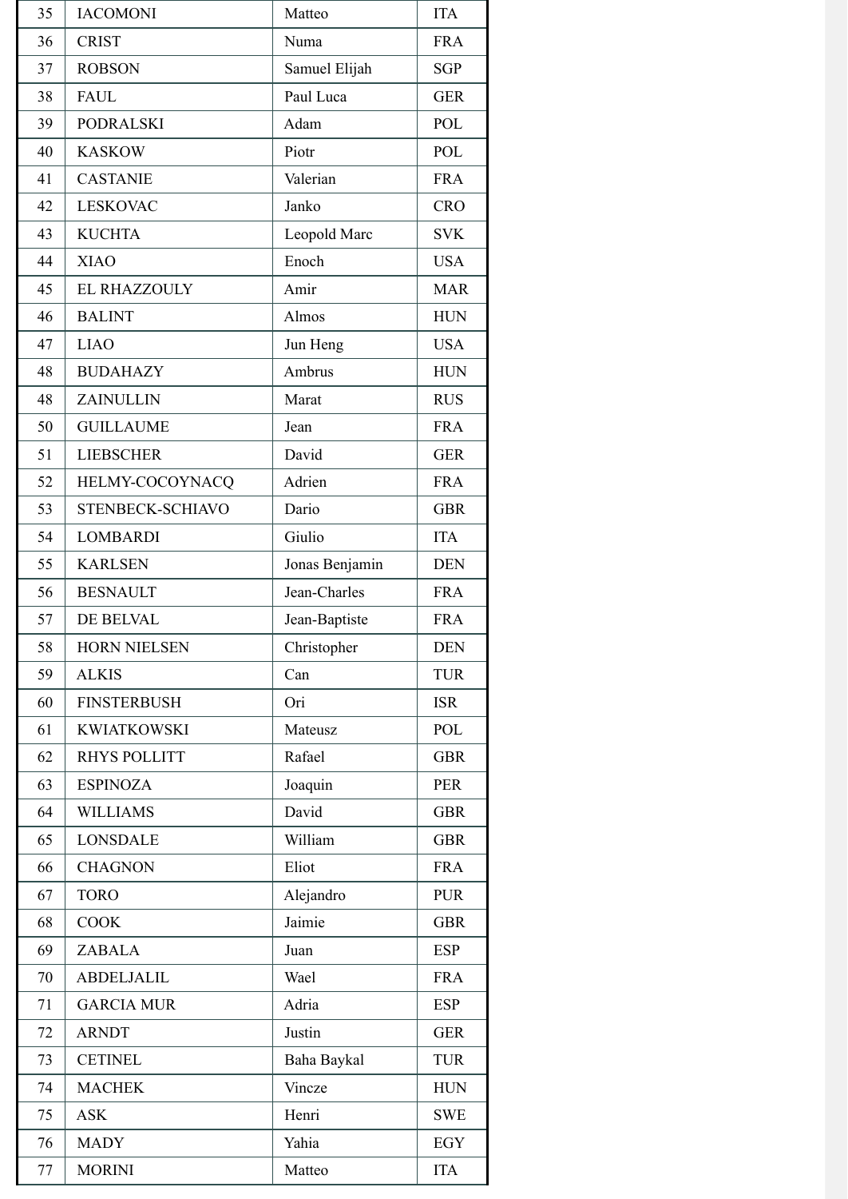| 35 | IACOMONI | Matteo | ITA |
|---|---|---|---|
| 36 | CRIST | Numa | FRA |
| 37 | ROBSON | Samuel Elijah | SGP |
| 38 | FAUL | Paul Luca | GER |
| 39 | PODRALSKI | Adam | POL |
| 40 | KASKOW | Piotr | POL |
| 41 | CASTANIE | Valerian | FRA |
| 42 | LESKOVAC | Janko | CRO |
| 43 | KUCHTA | Leopold Marc | SVK |
| 44 | XIAO | Enoch | USA |
| 45 | EL RHAZZOULY | Amir | MAR |
| 46 | BALINT | Almos | HUN |
| 47 | LIAO | Jun Heng | USA |
| 48 | BUDAHAZY | Ambrus | HUN |
| 48 | ZAINULLIN | Marat | RUS |
| 50 | GUILLAUME | Jean | FRA |
| 51 | LIEBSCHER | David | GER |
| 52 | HELMY-COCOYNACQ | Adrien | FRA |
| 53 | STENBECK-SCHIAVO | Dario | GBR |
| 54 | LOMBARDI | Giulio | ITA |
| 55 | KARLSEN | Jonas Benjamin | DEN |
| 56 | BESNAULT | Jean-Charles | FRA |
| 57 | DE BELVAL | Jean-Baptiste | FRA |
| 58 | HORN NIELSEN | Christopher | DEN |
| 59 | ALKIS | Can | TUR |
| 60 | FINSTERBUSH | Ori | ISR |
| 61 | KWIATKOWSKI | Mateusz | POL |
| 62 | RHYS POLLITT | Rafael | GBR |
| 63 | ESPINOZA | Joaquin | PER |
| 64 | WILLIAMS | David | GBR |
| 65 | LONSDALE | William | GBR |
| 66 | CHAGNON | Eliot | FRA |
| 67 | TORO | Alejandro | PUR |
| 68 | COOK | Jaimie | GBR |
| 69 | ZABALA | Juan | ESP |
| 70 | ABDELJALIL | Wael | FRA |
| 71 | GARCIA MUR | Adria | ESP |
| 72 | ARNDT | Justin | GER |
| 73 | CETINEL | Baha Baykal | TUR |
| 74 | MACHEK | Vincze | HUN |
| 75 | ASK | Henri | SWE |
| 76 | MADY | Yahia | EGY |
| 77 | MORINI | Matteo | ITA |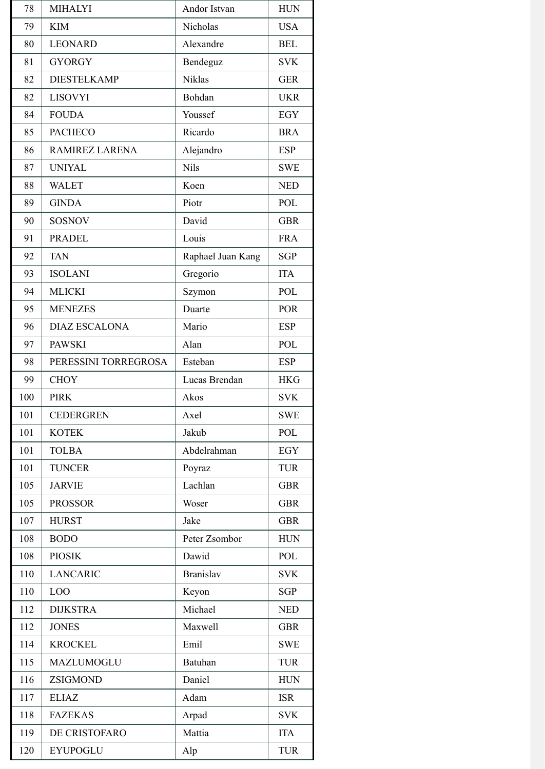| 78 | MIHALYI | Andor Istvan | HUN |
|---|---|---|---|
| 79 | KIM | Nicholas | USA |
| 80 | LEONARD | Alexandre | BEL |
| 81 | GYORGY | Bendeguz | SVK |
| 82 | DIESTELKAMP | Niklas | GER |
| 82 | LISOVYI | Bohdan | UKR |
| 84 | FOUDA | Youssef | EGY |
| 85 | PACHECO | Ricardo | BRA |
| 86 | RAMIREZ LARENA | Alejandro | ESP |
| 87 | UNIYAL | Nils | SWE |
| 88 | WALET | Koen | NED |
| 89 | GINDA | Piotr | POL |
| 90 | SOSNOV | David | GBR |
| 91 | PRADEL | Louis | FRA |
| 92 | TAN | Raphael Juan Kang | SGP |
| 93 | ISOLANI | Gregorio | ITA |
| 94 | MLICKI | Szymon | POL |
| 95 | MENEZES | Duarte | POR |
| 96 | DIAZ ESCALONA | Mario | ESP |
| 97 | PAWSKI | Alan | POL |
| 98 | PERESSINI TORREGROSA | Esteban | ESP |
| 99 | CHOY | Lucas Brendan | HKG |
| 100 | PIRK | Akos | SVK |
| 101 | CEDERGREN | Axel | SWE |
| 101 | KOTEK | Jakub | POL |
| 101 | TOLBA | Abdelrahman | EGY |
| 101 | TUNCER | Poyraz | TUR |
| 105 | JARVIE | Lachlan | GBR |
| 105 | PROSSOR | Woser | GBR |
| 107 | HURST | Jake | GBR |
| 108 | BODO | Peter Zsombor | HUN |
| 108 | PIOSIK | Dawid | POL |
| 110 | LANCARIC | Branislav | SVK |
| 110 | LOO | Keyon | SGP |
| 112 | DIJKSTRA | Michael | NED |
| 112 | JONES | Maxwell | GBR |
| 114 | KROCKEL | Emil | SWE |
| 115 | MAZLUMOGLU | Batuhan | TUR |
| 116 | ZSIGMOND | Daniel | HUN |
| 117 | ELIAZ | Adam | ISR |
| 118 | FAZEKAS | Arpad | SVK |
| 119 | DE CRISTOFARO | Mattia | ITA |
| 120 | EYUPOGLU | Alp | TUR |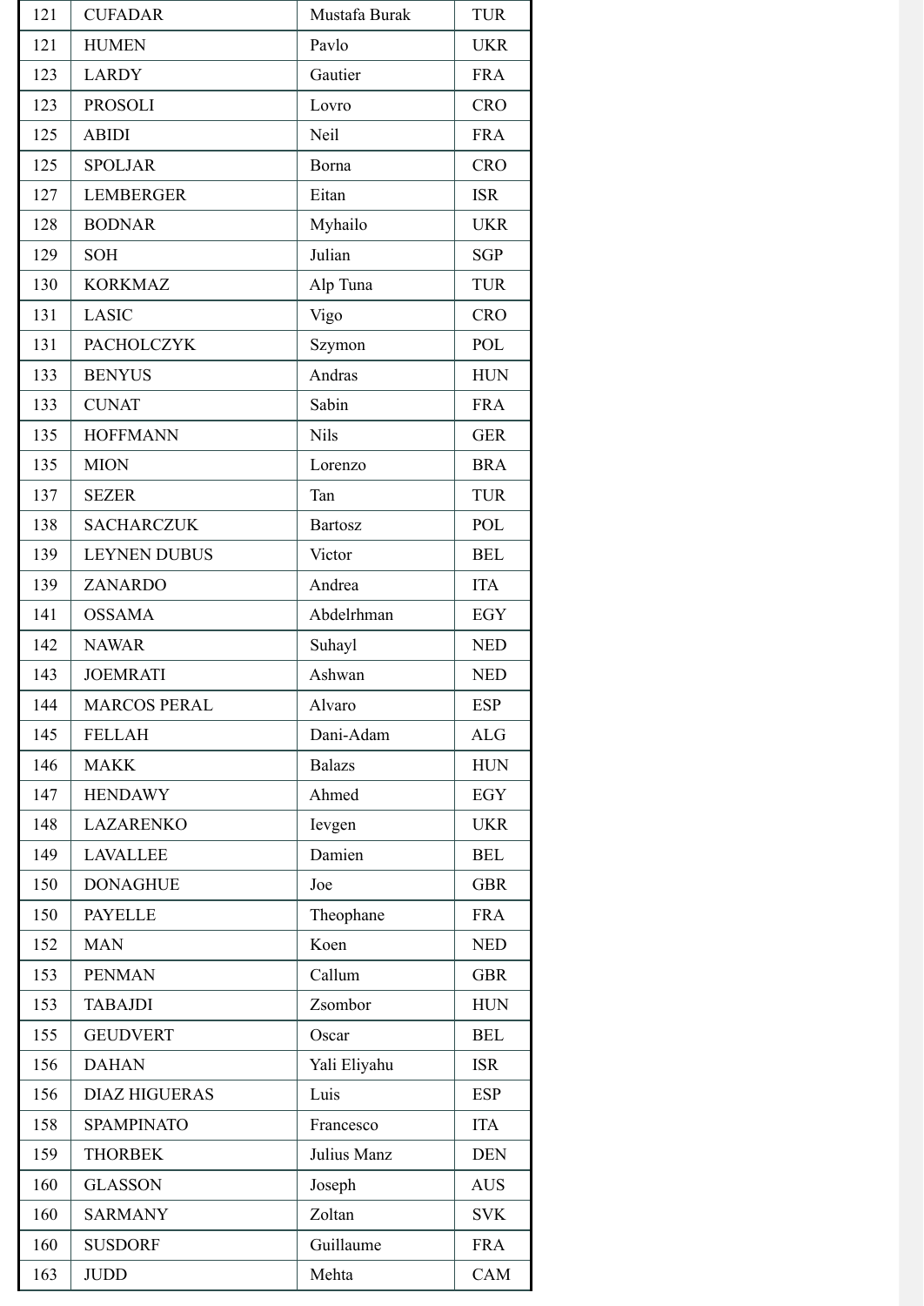| 121 | CUFADAR | Mustafa Burak | TUR |
|---|---|---|---|
| 121 | HUMEN | Pavlo | UKR |
| 123 | LARDY | Gautier | FRA |
| 123 | PROSOLI | Lovro | CRO |
| 125 | ABIDI | Neil | FRA |
| 125 | SPOLJAR | Borna | CRO |
| 127 | LEMBERGER | Eitan | ISR |
| 128 | BODNAR | Myhailo | UKR |
| 129 | SOH | Julian | SGP |
| 130 | KORKMAZ | Alp Tuna | TUR |
| 131 | LASIC | Vigo | CRO |
| 131 | PACHOLCZYK | Szymon | POL |
| 133 | BENYUS | Andras | HUN |
| 133 | CUNAT | Sabin | FRA |
| 135 | HOFFMANN | Nils | GER |
| 135 | MION | Lorenzo | BRA |
| 137 | SEZER | Tan | TUR |
| 138 | SACHARCZUK | Bartosz | POL |
| 139 | LEYNEN DUBUS | Victor | BEL |
| 139 | ZANARDO | Andrea | ITA |
| 141 | OSSAMA | Abdelrhman | EGY |
| 142 | NAWAR | Suhayl | NED |
| 143 | JOEMRATI | Ashwan | NED |
| 144 | MARCOS PERAL | Alvaro | ESP |
| 145 | FELLAH | Dani-Adam | ALG |
| 146 | MAKK | Balazs | HUN |
| 147 | HENDAWY | Ahmed | EGY |
| 148 | LAZARENKO | Ievgen | UKR |
| 149 | LAVALLEE | Damien | BEL |
| 150 | DONAGHUE | Joe | GBR |
| 150 | PAYELLE | Theophane | FRA |
| 152 | MAN | Koen | NED |
| 153 | PENMAN | Callum | GBR |
| 153 | TABAJDI | Zsombor | HUN |
| 155 | GEUDVERT | Oscar | BEL |
| 156 | DAHAN | Yali Eliyahu | ISR |
| 156 | DIAZ HIGUERAS | Luis | ESP |
| 158 | SPAMPINATO | Francesco | ITA |
| 159 | THORBEK | Julius Manz | DEN |
| 160 | GLASSON | Joseph | AUS |
| 160 | SARMANY | Zoltan | SVK |
| 160 | SUSDORF | Guillaume | FRA |
| 163 | JUDD | Mehta | CAM |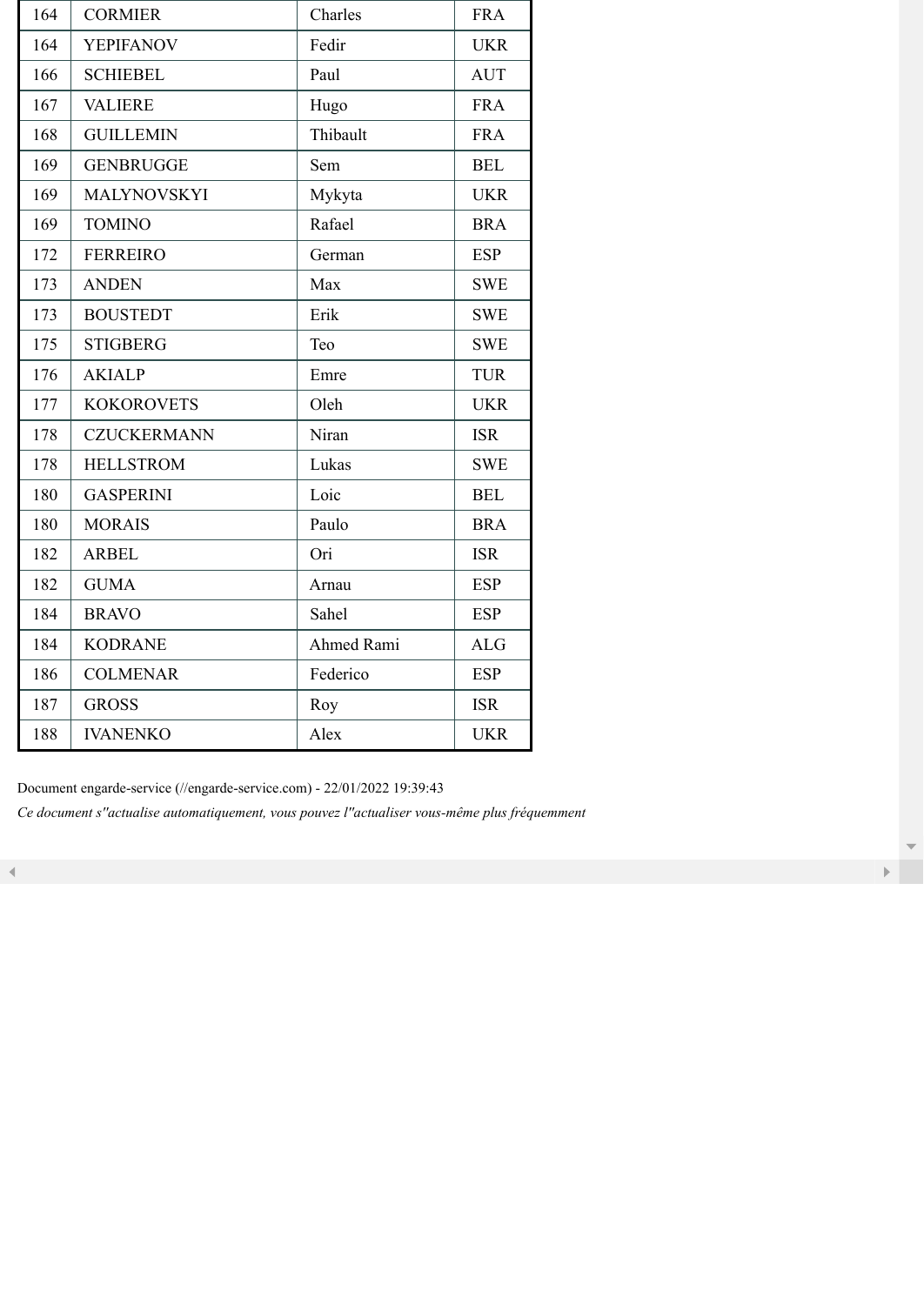| | | | |
|---|---|---|---|
| 164 | CORMIER | Charles | FRA |
| 164 | YEPIFANOV | Fedir | UKR |
| 166 | SCHIEBEL | Paul | AUT |
| 167 | VALIERE | Hugo | FRA |
| 168 | GUILLEMIN | Thibault | FRA |
| 169 | GENBRUGGE | Sem | BEL |
| 169 | MALYNOVSKYI | Mykyta | UKR |
| 169 | TOMINO | Rafael | BRA |
| 172 | FERREIRO | German | ESP |
| 173 | ANDEN | Max | SWE |
| 173 | BOUSTEDT | Erik | SWE |
| 175 | STIGBERG | Teo | SWE |
| 176 | AKIALP | Emre | TUR |
| 177 | KOKOROVETS | Oleh | UKR |
| 178 | CZUCKERMANN | Niran | ISR |
| 178 | HELLSTROM | Lukas | SWE |
| 180 | GASPERINI | Loic | BEL |
| 180 | MORAIS | Paulo | BRA |
| 182 | ARBEL | Ori | ISR |
| 182 | GUMA | Arnau | ESP |
| 184 | BRAVO | Sahel | ESP |
| 184 | KODRANE | Ahmed Rami | ALG |
| 186 | COLMENAR | Federico | ESP |
| 187 | GROSS | Roy | ISR |
| 188 | IVANENKO | Alex | UKR |

Document engarde-service (//engarde-service.com) - 22/01/2022 19:39:43

*Ce document s''actualise automatiquement, vous pouvez l''actualiser vous-même plus fréquemment*